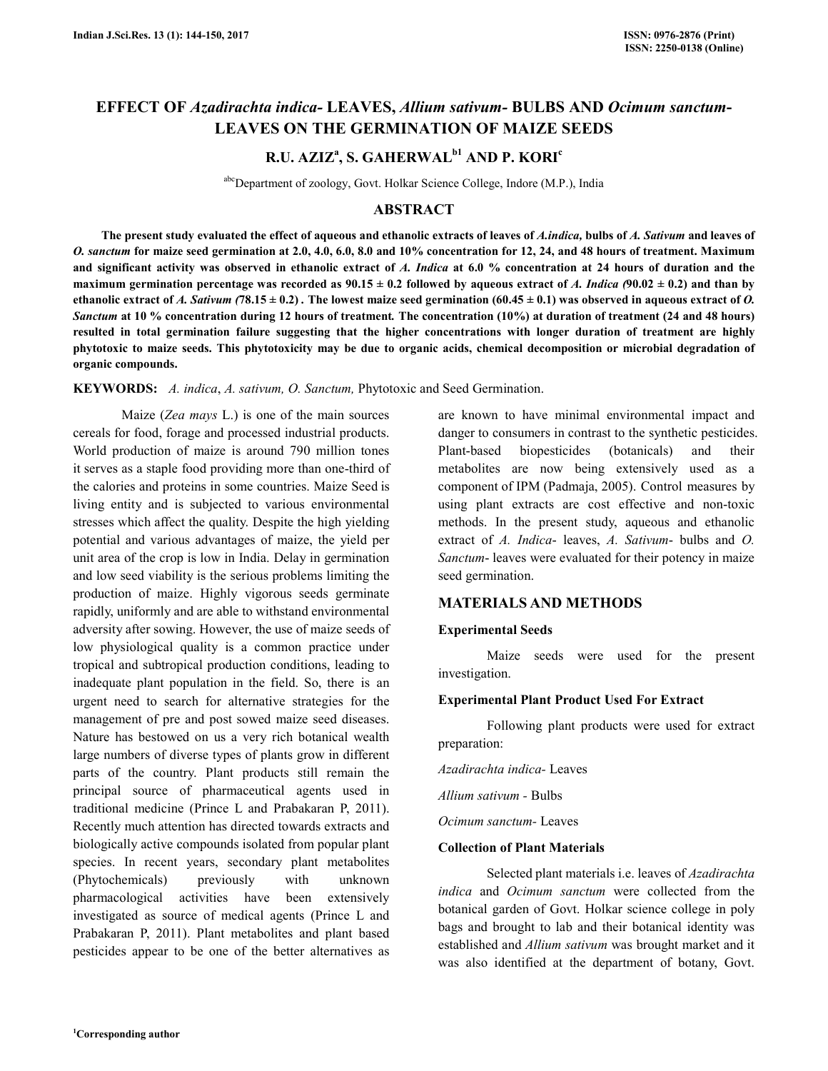# EFFECT OF *Azadirachta indica*- LEAVES, *Allium sativum*- BULBS AND *Ocimum sanctum*- LEAVES ON THE GERMINATION OF MAIZE SEEDS

**R.U. AZIZ[a], S. GAHERWAL[b1] AND P. KORI[c]**

[abc]Department of zoology, Govt. Holkar Science College, Indore (M.P.), India

## ABSTRACT

**The present study evaluated the effect of aqueous and ethanolic extracts of leaves of *A.indica,* bulbs of *A. Sativum* and leaves of *O. sanctum* for maize seed germination at 2.0, 4.0, 6.0, 8.0 and 10% concentration for 12, 24, and 48 hours of treatment. Maximum and significant activity was observed in ethanolic extract of *A. Indica* at 6.0 % concentration at 24 hours of duration and the maximum germination percentage was recorded as 90.15 ± 0.2 followed by aqueous extract of *A. Indica (*90.02 ± 0.2) and than by ethanolic extract of *A. Sativum (*78.15 ± 0.2) . The lowest maize seed germination (60.45 ± 0.1) was observed in aqueous extract of *O. Sanctum* at 10 % concentration during 12 hours of treatment. The concentration (10%) at duration of treatment (24 and 48 hours) resulted in total germination failure suggesting that the higher concentrations with longer duration of treatment are highly phytotoxic to maize seeds. This phytotoxicity may be due to organic acids, chemical decomposition or microbial degradation of organic compounds.**

**KEYWORDS:** *A. indica*, *A. sativum, O. Sanctum,* Phytotoxic and Seed Germination.

Maize (*Zea mays* L.) is one of the main sources cereals for food, forage and processed industrial products. World production of maize is around 790 million tones it serves as a staple food providing more than one-third of the calories and proteins in some countries. Maize Seed is living entity and is subjected to various environmental stresses which affect the quality. Despite the high yielding potential and various advantages of maize, the yield per unit area of the crop is low in India. Delay in germination and low seed viability is the serious problems limiting the production of maize. Highly vigorous seeds germinate rapidly, uniformly and are able to withstand environmental adversity after sowing. However, the use of maize seeds of low physiological quality is a common practice under tropical and subtropical production conditions, leading to inadequate plant population in the field. So, there is an urgent need to search for alternative strategies for the management of pre and post sowed maize seed diseases. Nature has bestowed on us a very rich botanical wealth large numbers of diverse types of plants grow in different parts of the country. Plant products still remain the principal source of pharmaceutical agents used in traditional medicine (Prince L and Prabakaran P, 2011). Recently much attention has directed towards extracts and biologically active compounds isolated from popular plant species. In recent years, secondary plant metabolites (Phytochemicals) previously with unknown pharmacological activities have been extensively investigated as source of medical agents (Prince L and Prabakaran P, 2011). Plant metabolites and plant based pesticides appear to be one of the better alternatives as are known to have minimal environmental impact and danger to consumers in contrast to the synthetic pesticides. Plant-based biopesticides (botanicals) and their metabolites are now being extensively used as a component of IPM (Padmaja, 2005). Control measures by using plant extracts are cost effective and non-toxic methods. In the present study, aqueous and ethanolic extract of *A. Indica*- leaves, *A. Sativum*- bulbs and *O. Sanctum*- leaves were evaluated for their potency in maize seed germination.

## MATERIALS AND METHODS

### Experimental Seeds

Maize seeds were used for the present investigation.

### Experimental Plant Product Used For Extract

Following plant products were used for extract preparation:

*Azadirachta indica*- Leaves

*Allium sativum* - Bulbs

*Ocimum sanctum*- Leaves

### Collection of Plant Materials

Selected plant materials i.e. leaves of *Azadirachta indica* and *Ocimum sanctum* were collected from the botanical garden of Govt. Holkar science college in poly bags and brought to lab and their botanical identity was established and *Allium sativum* was brought market and it was also identified at the department of botany, Govt.

[1]Corresponding author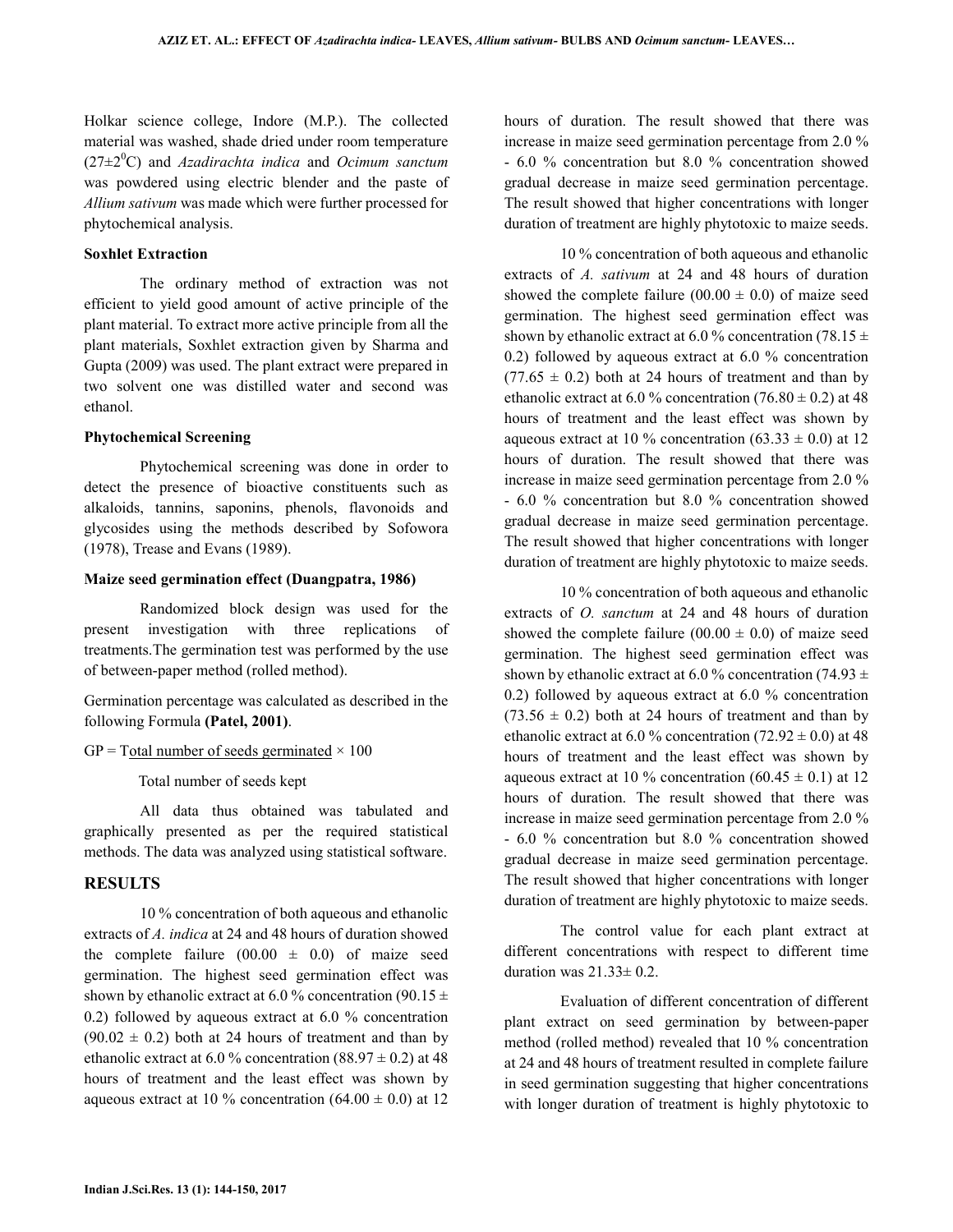Holkar science college, Indore (M.P.). The collected material was washed, shade dried under room temperature ($27\pm2^0$C) and *Azadirachta indica* and *Ocimum sanctum* was powdered using electric blender and the paste of *Allium sativum* was made which were further processed for phytochemical analysis.

**Soxhlet Extraction**

The ordinary method of extraction was not efficient to yield good amount of active principle of the plant material. To extract more active principle from all the plant materials, Soxhlet extraction given by Sharma and Gupta (2009) was used. The plant extract were prepared in two solvent one was distilled water and second was ethanol.

**Phytochemical Screening**

Phytochemical screening was done in order to detect the presence of bioactive constituents such as alkaloids, tannins, saponins, phenols, flavonoids and glycosides using the methods described by Sofowora (1978), Trease and Evans (1989).

**Maize seed germination effect (Duangpatra, 1986)**

Randomized block design was used for the present investigation with three replications of treatments.The germination test was performed by the use of between-paper method (rolled method).

Germination percentage was calculated as described in the following Formula **(Patel, 2001)**.

$$GP = \frac{\text{Total number of seeds germinated}}{\text{Total number of seeds kept}} \times 100$$

All data thus obtained was tabulated and graphically presented as per the required statistical methods. The data was analyzed using statistical software.

## RESULTS

10 % concentration of both aqueous and ethanolic extracts of *A. indica* at 24 and 48 hours of duration showed the complete failure ($00.00 \pm 0.0$) of maize seed germination. The highest seed germination effect was shown by ethanolic extract at 6.0 % concentration ($90.15 \pm 0.2$) followed by aqueous extract at 6.0 % concentration ($90.02 \pm 0.2$) both at 24 hours of treatment and than by ethanolic extract at 6.0 % concentration ($88.97 \pm 0.2$) at 48 hours of treatment and the least effect was shown by aqueous extract at 10 % concentration ($64.00 \pm 0.0$) at 12 hours of duration. The result showed that there was increase in maize seed germination percentage from 2.0 % - 6.0 % concentration but 8.0 % concentration showed gradual decrease in maize seed germination percentage. The result showed that higher concentrations with longer duration of treatment are highly phytotoxic to maize seeds.

10 % concentration of both aqueous and ethanolic extracts of *A. sativum* at 24 and 48 hours of duration showed the complete failure ($00.00 \pm 0.0$) of maize seed germination. The highest seed germination effect was shown by ethanolic extract at 6.0 % concentration ($78.15 \pm 0.2$) followed by aqueous extract at 6.0 % concentration ($77.65 \pm 0.2$) both at 24 hours of treatment and than by ethanolic extract at 6.0 % concentration ($76.80 \pm 0.2$) at 48 hours of treatment and the least effect was shown by aqueous extract at 10 % concentration ($63.33 \pm 0.0$) at 12 hours of duration. The result showed that there was increase in maize seed germination percentage from 2.0 % - 6.0 % concentration but 8.0 % concentration showed gradual decrease in maize seed germination percentage. The result showed that higher concentrations with longer duration of treatment are highly phytotoxic to maize seeds.

10 % concentration of both aqueous and ethanolic extracts of *O. sanctum* at 24 and 48 hours of duration showed the complete failure ($00.00 \pm 0.0$) of maize seed germination. The highest seed germination effect was shown by ethanolic extract at 6.0 % concentration ($74.93 \pm 0.2$) followed by aqueous extract at 6.0 % concentration ($73.56 \pm 0.2$) both at 24 hours of treatment and than by ethanolic extract at 6.0 % concentration ($72.92 \pm 0.0$) at 48 hours of treatment and the least effect was shown by aqueous extract at 10 % concentration ($60.45 \pm 0.1$) at 12 hours of duration. The result showed that there was increase in maize seed germination percentage from 2.0 % - 6.0 % concentration but 8.0 % concentration showed gradual decrease in maize seed germination percentage. The result showed that higher concentrations with longer duration of treatment are highly phytotoxic to maize seeds.

The control value for each plant extract at different concentrations with respect to different time duration was $21.33\pm 0.2$.

Evaluation of different concentration of different plant extract on seed germination by between-paper method (rolled method) revealed that 10 % concentration at 24 and 48 hours of treatment resulted in complete failure in seed germination suggesting that higher concentrations with longer duration of treatment is highly phytotoxic to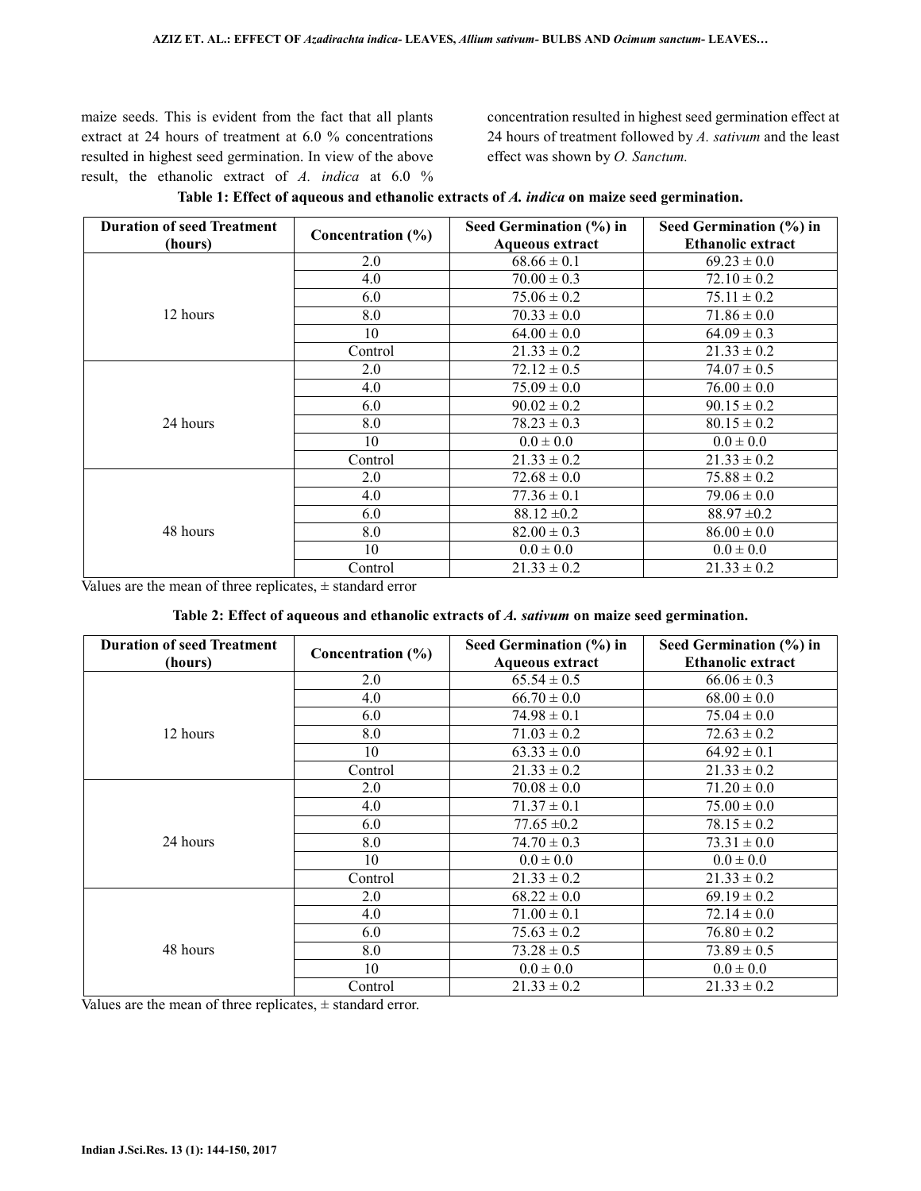maize seeds. This is evident from the fact that all plants extract at 24 hours of treatment at 6.0 % concentrations resulted in highest seed germination. In view of the above result, the ethanolic extract of *A. indica* at 6.0 % concentration resulted in highest seed germination effect at 24 hours of treatment followed by *A. sativum* and the least effect was shown by *O. Sanctum.*

**Table 1: Effect of aqueous and ethanolic extracts of *A. indica* on maize seed germination.**

| Duration of seed Treatment (hours) | Concentration (%) | Seed Germination (%) in Aqueous extract | Seed Germination (%) in Ethanolic extract |
|---|---|---|---|
| 12 hours | 2.0 | 68.66 ± 0.1 | 69.23 ± 0.0 |
| | 4.0 | 70.00 ± 0.3 | 72.10 ± 0.2 |
| | 6.0 | 75.06 ± 0.2 | 75.11 ± 0.2 |
| | 8.0 | 70.33 ± 0.0 | 71.86 ± 0.0 |
| | 10 | 64.00 ± 0.0 | 64.09 ± 0.3 |
| | Control | 21.33 ± 0.2 | 21.33 ± 0.2 |
| 24 hours | 2.0 | 72.12 ± 0.5 | 74.07 ± 0.5 |
| | 4.0 | 75.09 ± 0.0 | 76.00 ± 0.0 |
| | 6.0 | 90.02 ± 0.2 | 90.15 ± 0.2 |
| | 8.0 | 78.23 ± 0.3 | 80.15 ± 0.2 |
| | 10 | 0.0 ± 0.0 | 0.0 ± 0.0 |
| | Control | 21.33 ± 0.2 | 21.33 ± 0.2 |
| 48 hours | 2.0 | 72.68 ± 0.0 | 75.88 ± 0.2 |
| | 4.0 | 77.36 ± 0.1 | 79.06 ± 0.0 |
| | 6.0 | 88.12 ±0.2 | 88.97 ±0.2 |
| | 8.0 | 82.00 ± 0.3 | 86.00 ± 0.0 |
| | 10 | 0.0 ± 0.0 | 0.0 ± 0.0 |
| | Control | 21.33 ± 0.2 | 21.33 ± 0.2 |

Values are the mean of three replicates, ± standard error

**Table 2: Effect of aqueous and ethanolic extracts of *A. sativum* on maize seed germination.**

| Duration of seed Treatment (hours) | Concentration (%) | Seed Germination (%) in Aqueous extract | Seed Germination (%) in Ethanolic extract |
|---|---|---|---|
| 12 hours | 2.0 | 65.54 ± 0.5 | 66.06 ± 0.3 |
| | 4.0 | 66.70 ± 0.0 | 68.00 ± 0.0 |
| | 6.0 | 74.98 ± 0.1 | 75.04 ± 0.0 |
| | 8.0 | 71.03 ± 0.2 | 72.63 ± 0.2 |
| | 10 | 63.33 ± 0.0 | 64.92 ± 0.1 |
| | Control | 21.33 ± 0.2 | 21.33 ± 0.2 |
| 24 hours | 2.0 | 70.08 ± 0.0 | 71.20 ± 0.0 |
| | 4.0 | 71.37 ± 0.1 | 75.00 ± 0.0 |
| | 6.0 | 77.65 ±0.2 | 78.15 ± 0.2 |
| | 8.0 | 74.70 ± 0.3 | 73.31 ± 0.0 |
| | 10 | 0.0 ± 0.0 | 0.0 ± 0.0 |
| | Control | 21.33 ± 0.2 | 21.33 ± 0.2 |
| 48 hours | 2.0 | 68.22 ± 0.0 | 69.19 ± 0.2 |
| | 4.0 | 71.00 ± 0.1 | 72.14 ± 0.0 |
| | 6.0 | 75.63 ± 0.2 | 76.80 ± 0.2 |
| | 8.0 | 73.28 ± 0.5 | 73.89 ± 0.5 |
| | 10 | 0.0 ± 0.0 | 0.0 ± 0.0 |
| | Control | 21.33 ± 0.2 | 21.33 ± 0.2 |

Values are the mean of three replicates, ± standard error.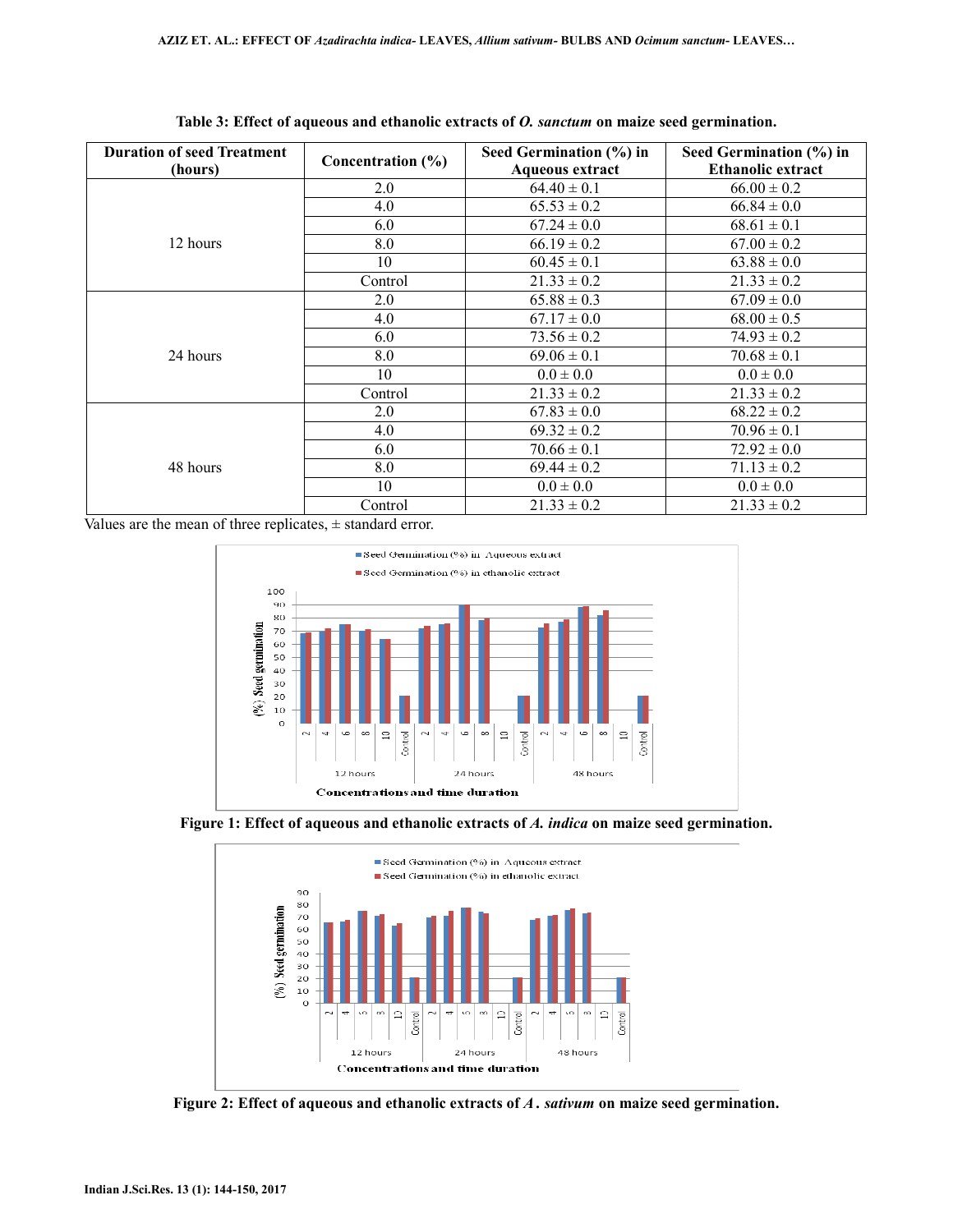**Table 3: Effect of aqueous and ethanolic extracts of *O. sanctum* on maize seed germination.**

| Duration of seed Treatment (hours) | Concentration (%) | Seed Germination (%) in Aqueous extract | Seed Germination (%) in Ethanolic extract |
|---|---|---|---|
| 12 hours | 2.0 | 64.40 ± 0.1 | 66.00 ± 0.2 |
| | 4.0 | 65.53 ± 0.2 | 66.84 ± 0.0 |
| | 6.0 | 67.24 ± 0.0 | 68.61 ± 0.1 |
| | 8.0 | 66.19 ± 0.2 | 67.00 ± 0.2 |
| | 10 | 60.45 ± 0.1 | 63.88 ± 0.0 |
| | Control | 21.33 ± 0.2 | 21.33 ± 0.2 |
| 24 hours | 2.0 | 65.88 ± 0.3 | 67.09 ± 0.0 |
| | 4.0 | 67.17 ± 0.0 | 68.00 ± 0.5 |
| | 6.0 | 73.56 ± 0.2 | 74.93 ± 0.2 |
| | 8.0 | 69.06 ± 0.1 | 70.68 ± 0.1 |
| | 10 | 0.0 ± 0.0 | 0.0 ± 0.0 |
| | Control | 21.33 ± 0.2 | 21.33 ± 0.2 |
| 48 hours | 2.0 | 67.83 ± 0.0 | 68.22 ± 0.2 |
| | 4.0 | 69.32 ± 0.2 | 70.96 ± 0.1 |
| | 6.0 | 70.66 ± 0.1 | 72.92 ± 0.0 |
| | 8.0 | 69.44 ± 0.2 | 71.13 ± 0.2 |
| | 10 | 0.0 ± 0.0 | 0.0 ± 0.0 |
| | Control | 21.33 ± 0.2 | 21.33 ± 0.2 |

Values are the mean of three replicates, ± standard error.

**Figure 1: Effect of aqueous and ethanolic extracts of *A. indica* on maize seed germination.**

**Figure 2: Effect of aqueous and ethanolic extracts of *A . sativum* on maize seed germination.**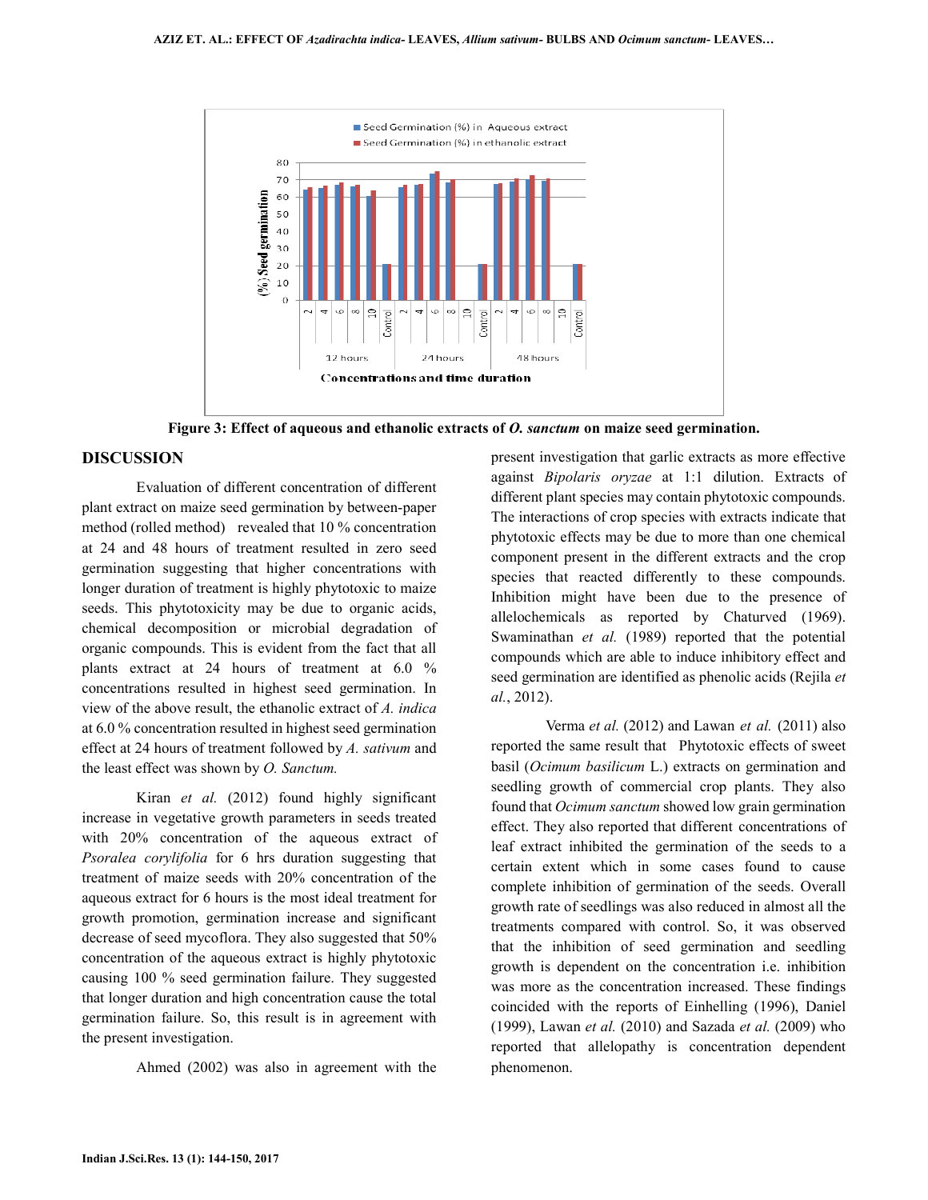Figure 3: Effect of aqueous and ethanolic extracts of *O. sanctum* on maize seed germination.

## DISCUSSION

Evaluation of different concentration of different plant extract on maize seed germination by between-paper method (rolled method) revealed that 10 % concentration at 24 and 48 hours of treatment resulted in zero seed germination suggesting that higher concentrations with longer duration of treatment is highly phytotoxic to maize seeds. This phytotoxicity may be due to organic acids, chemical decomposition or microbial degradation of organic compounds. This is evident from the fact that all plants extract at 24 hours of treatment at 6.0 % concentrations resulted in highest seed germination. In view of the above result, the ethanolic extract of *A. indica* at 6.0 % concentration resulted in highest seed germination effect at 24 hours of treatment followed by *A. sativum* and the least effect was shown by *O. Sanctum.*

Kiran *et al.* (2012) found highly significant increase in vegetative growth parameters in seeds treated with 20% concentration of the aqueous extract of *Psoralea corylifolia* for 6 hrs duration suggesting that treatment of maize seeds with 20% concentration of the aqueous extract for 6 hours is the most ideal treatment for growth promotion, germination increase and significant decrease of seed mycoflora. They also suggested that 50% concentration of the aqueous extract is highly phytotoxic causing 100 % seed germination failure. They suggested that longer duration and high concentration cause the total germination failure. So, this result is in agreement with the present investigation.

Ahmed (2002) was also in agreement with the present investigation that garlic extracts as more effective against *Bipolaris oryzae* at 1:1 dilution. Extracts of different plant species may contain phytotoxic compounds. The interactions of crop species with extracts indicate that phytotoxic effects may be due to more than one chemical component present in the different extracts and the crop species that reacted differently to these compounds. Inhibition might have been due to the presence of allelochemicals as reported by Chaturved (1969). Swaminathan *et al.* (1989) reported that the potential compounds which are able to induce inhibitory effect and seed germination are identified as phenolic acids (Rejila *et al.*, 2012).

Verma *et al.* (2012) and Lawan *et al.* (2011) also reported the same result that Phytotoxic effects of sweet basil (*Ocimum basilicum* L.) extracts on germination and seedling growth of commercial crop plants. They also found that *Ocimum sanctum* showed low grain germination effect. They also reported that different concentrations of leaf extract inhibited the germination of the seeds to a certain extent which in some cases found to cause complete inhibition of germination of the seeds. Overall growth rate of seedlings was also reduced in almost all the treatments compared with control. So, it was observed that the inhibition of seed germination and seedling growth is dependent on the concentration i.e. inhibition was more as the concentration increased. These findings coincided with the reports of Einhelling (1996), Daniel (1999), Lawan *et al.* (2010) and Sazada *et al.* (2009) who reported that allelopathy is concentration dependent phenomenon.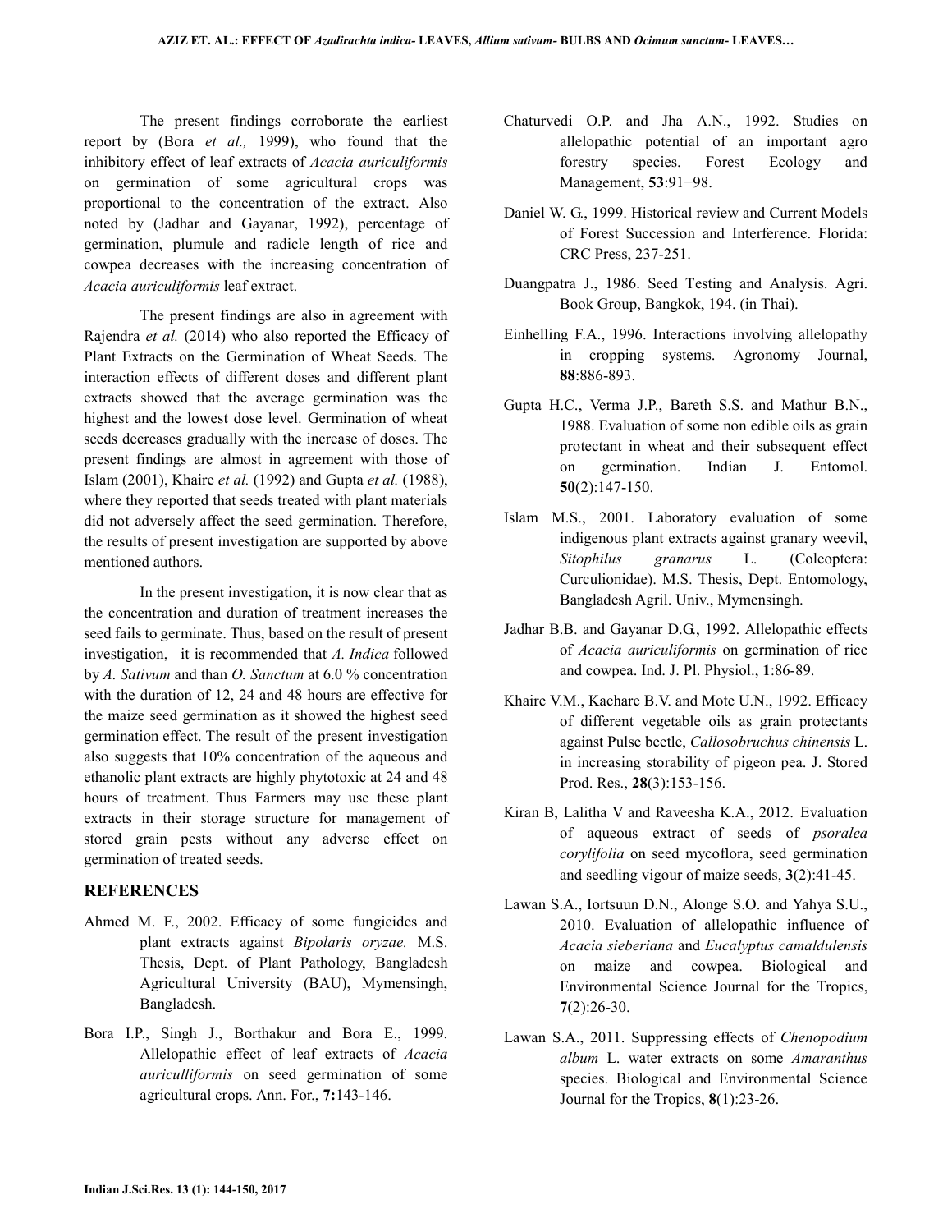The present findings corroborate the earliest report by (Bora *et al.,* 1999), who found that the inhibitory effect of leaf extracts of *Acacia auriculiformis* on germination of some agricultural crops was proportional to the concentration of the extract. Also noted by (Jadhar and Gayanar, 1992), percentage of germination, plumule and radicle length of rice and cowpea decreases with the increasing concentration of *Acacia auriculiformis* leaf extract.

The present findings are also in agreement with Rajendra *et al.* (2014) who also reported the Efficacy of Plant Extracts on the Germination of Wheat Seeds. The interaction effects of different doses and different plant extracts showed that the average germination was the highest and the lowest dose level. Germination of wheat seeds decreases gradually with the increase of doses. The present findings are almost in agreement with those of Islam (2001), Khaire *et al.* (1992) and Gupta *et al.* (1988), where they reported that seeds treated with plant materials did not adversely affect the seed germination. Therefore, the results of present investigation are supported by above mentioned authors.

In the present investigation, it is now clear that as the concentration and duration of treatment increases the seed fails to germinate. Thus, based on the result of present investigation, it is recommended that *A. Indica* followed by *A. Sativum* and than *O. Sanctum* at 6.0 % concentration with the duration of 12, 24 and 48 hours are effective for the maize seed germination as it showed the highest seed germination effect. The result of the present investigation also suggests that 10% concentration of the aqueous and ethanolic plant extracts are highly phytotoxic at 24 and 48 hours of treatment. Thus Farmers may use these plant extracts in their storage structure for management of stored grain pests without any adverse effect on germination of treated seeds.

## REFERENCES

Ahmed M. F., 2002. Efficacy of some fungicides and plant extracts against *Bipolaris oryzae.* M.S. Thesis, Dept. of Plant Pathology, Bangladesh Agricultural University (BAU), Mymensingh, Bangladesh.

Bora I.P., Singh J., Borthakur and Bora E., 1999. Allelopathic effect of leaf extracts of *Acacia auriculliformis* on seed germination of some agricultural crops. Ann. For., **7:**143-146.

Chaturvedi O.P. and Jha A.N., 1992. Studies on allelopathic potential of an important agro forestry species. Forest Ecology and Management, **53**:91−98.

Daniel W. G., 1999. Historical review and Current Models of Forest Succession and Interference. Florida: CRC Press, 237-251.

Duangpatra J., 1986. Seed Testing and Analysis. Agri. Book Group, Bangkok, 194. (in Thai).

Einhelling F.A., 1996. Interactions involving allelopathy in cropping systems. Agronomy Journal, **88**:886-893.

Gupta H.C., Verma J.P., Bareth S.S. and Mathur B.N., 1988. Evaluation of some non edible oils as grain protectant in wheat and their subsequent effect on germination. Indian J. Entomol. **50**(2):147-150.

Islam M.S., 2001. Laboratory evaluation of some indigenous plant extracts against granary weevil, *Sitophilus granarus* L. (Coleoptera: Curculionidae). M.S. Thesis, Dept. Entomology, Bangladesh Agril. Univ., Mymensingh.

Jadhar B.B. and Gayanar D.G., 1992. Allelopathic effects of *Acacia auriculiformis* on germination of rice and cowpea. Ind. J. Pl. Physiol., **1**:86-89.

Khaire V.M., Kachare B.V. and Mote U.N., 1992. Efficacy of different vegetable oils as grain protectants against Pulse beetle, *Callosobruchus chinensis* L. in increasing storability of pigeon pea. J. Stored Prod. Res., **28**(3):153-156.

Kiran B, Lalitha V and Raveesha K.A., 2012. Evaluation of aqueous extract of seeds of *psoralea corylifolia* on seed mycoflora, seed germination and seedling vigour of maize seeds, **3**(2):41-45.

Lawan S.A., Iortsuun D.N., Alonge S.O. and Yahya S.U., 2010. Evaluation of allelopathic influence of *Acacia sieberiana* and *Eucalyptus camaldulensis* on maize and cowpea. Biological and Environmental Science Journal for the Tropics, **7**(2):26-30.

Lawan S.A., 2011. Suppressing effects of *Chenopodium album* L. water extracts on some *Amaranthus* species. Biological and Environmental Science Journal for the Tropics, **8**(1):23-26.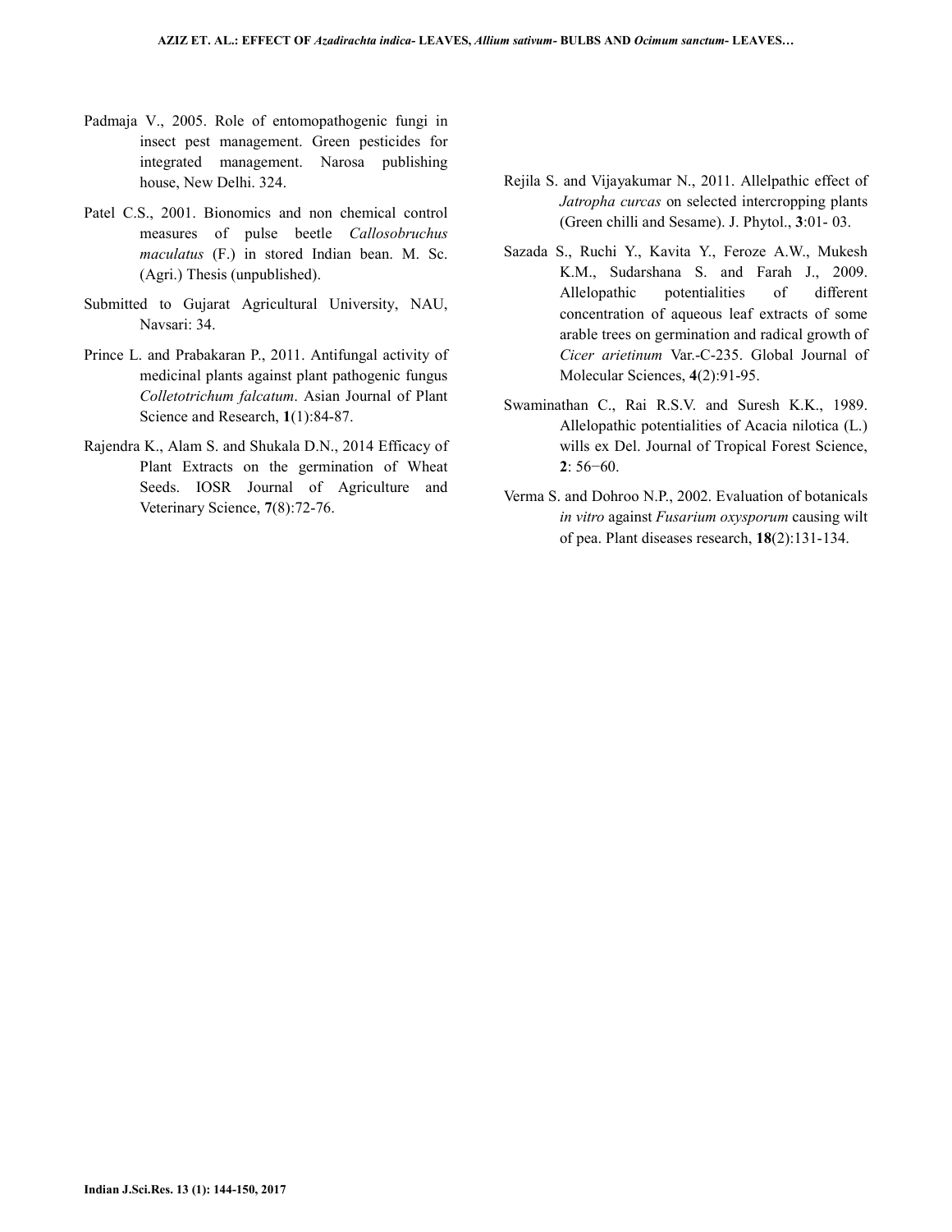Padmaja V., 2005. Role of entomopathogenic fungi in insect pest management. Green pesticides for integrated management. Narosa publishing house, New Delhi. 324.

Patel C.S., 2001. Bionomics and non chemical control measures of pulse beetle *Callosobruchus maculatus* (F.) in stored Indian bean. M. Sc. (Agri.) Thesis (unpublished).

Submitted to Gujarat Agricultural University, NAU, Navsari: 34.

Prince L. and Prabakaran P., 2011. Antifungal activity of medicinal plants against plant pathogenic fungus *Colletotrichum falcatum*. Asian Journal of Plant Science and Research, **1**(1):84-87.

Rajendra K., Alam S. and Shukala D.N., 2014 Efficacy of Plant Extracts on the germination of Wheat Seeds. IOSR Journal of Agriculture and Veterinary Science, **7**(8):72-76.

Rejila S. and Vijayakumar N., 2011. Allelpathic effect of *Jatropha curcas* on selected intercropping plants (Green chilli and Sesame). J. Phytol., **3**:01- 03.

Sazada S., Ruchi Y., Kavita Y., Feroze A.W., Mukesh K.M., Sudarshana S. and Farah J., 2009. Allelopathic potentialities of different concentration of aqueous leaf extracts of some arable trees on germination and radical growth of *Cicer arietinum* Var.-C-235. Global Journal of Molecular Sciences, **4**(2):91-95.

Swaminathan C., Rai R.S.V. and Suresh K.K., 1989. Allelopathic potentialities of Acacia nilotica (L.) wills ex Del. Journal of Tropical Forest Science, **2**: 56−60.

Verma S. and Dohroo N.P., 2002. Evaluation of botanicals *in vitro* against *Fusarium oxysporum* causing wilt of pea. Plant diseases research, **18**(2):131-134.